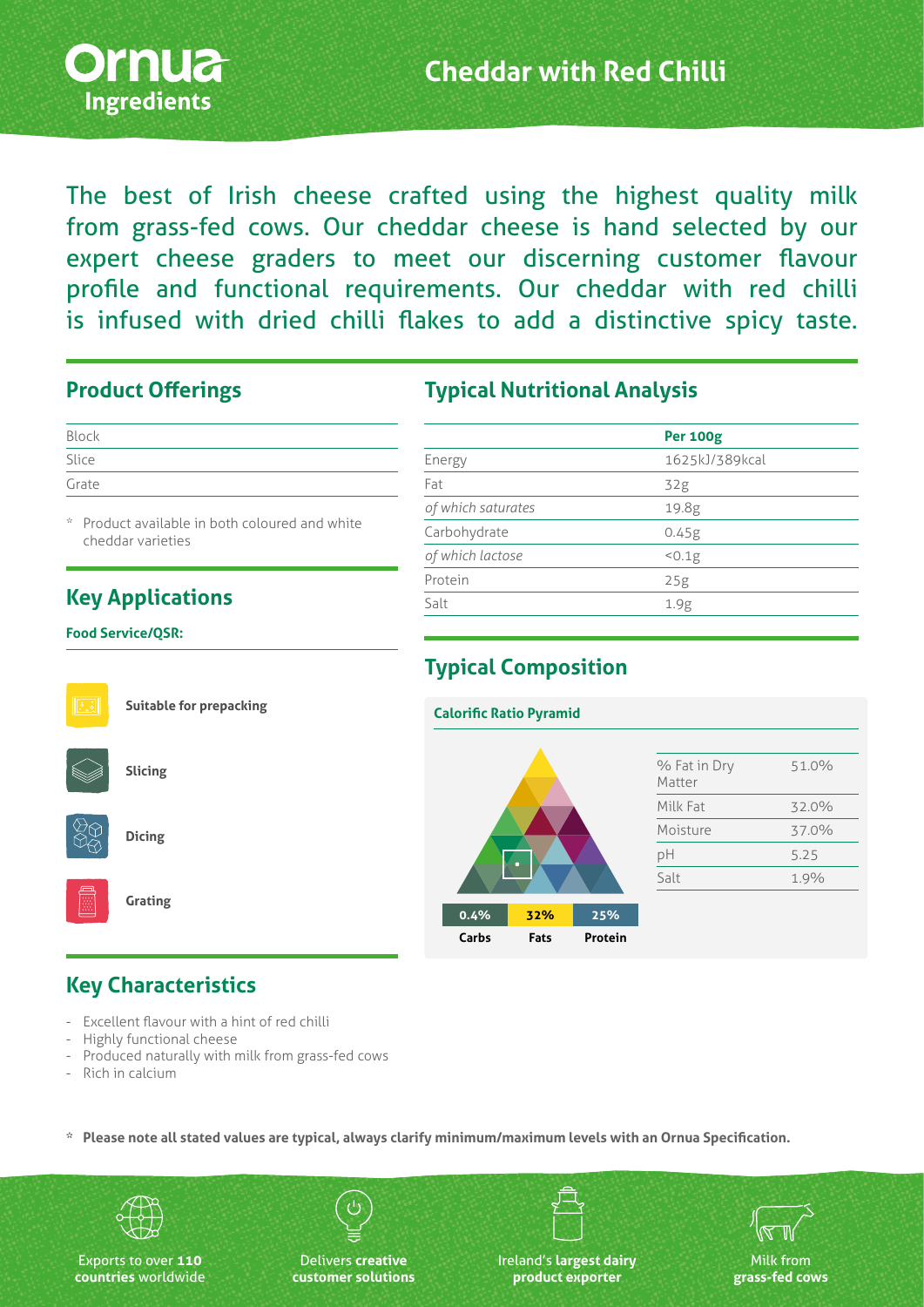# Cheddar with Red Chilli

Ornua Ingredients

The best of Irish cheese crafted using the highest quality milk from grass-fed cows. Our cheddar cheese is hand selected by our expert cheese graders to meet our discerning customer flavour profile and functional requirements. Our cheddar with red chilli is infused with dried chilli flakes to add a distinctive spicy taste.

## Product Offerings

| |
|---|
| Block |
| Slice |
| Grate |

\* Product available in both coloured and white cheddar varieties

## Key Applications

**Food Service/QSR:**

- **Suitable for prepacking**
- **Slicing**
- **Dicing**
- **Grating**

## Key Characteristics

- Excellent flavour with a hint of red chilli
- Highly functional cheese
- Produced naturally with milk from grass-fed cows
- Rich in calcium

## Typical Nutritional Analysis

| | **Per 100g** |
|---|---|
| Energy | 1625kJ/389kcal |
| Fat | 32g |
| *of which saturates* | 19.8g |
| Carbohydrate | 0.45g |
| *of which lactose* | <0.1g |
| Protein | 25g |
| Salt | 1.9g |

## Typical Composition

**Calorific Ratio Pyramid**

| 0.4% | 32% | 25% |
|---|---|---|
| Carbs | Fats | Protein |

| | |
|---|---|
| % Fat in Dry Matter | 51.0% |
| Milk Fat | 32.0% |
| Moisture | 37.0% |
| pH | 5.25 |
| Salt | 1.9% |

\* **Please note all stated values are typical, always clarify minimum/maximum levels with an Ornua Specification.**

Exports to over **110 countries** worldwide

Delivers **creative customer solutions**

Ireland's **largest dairy product exporter**

Milk from **grass-fed cows**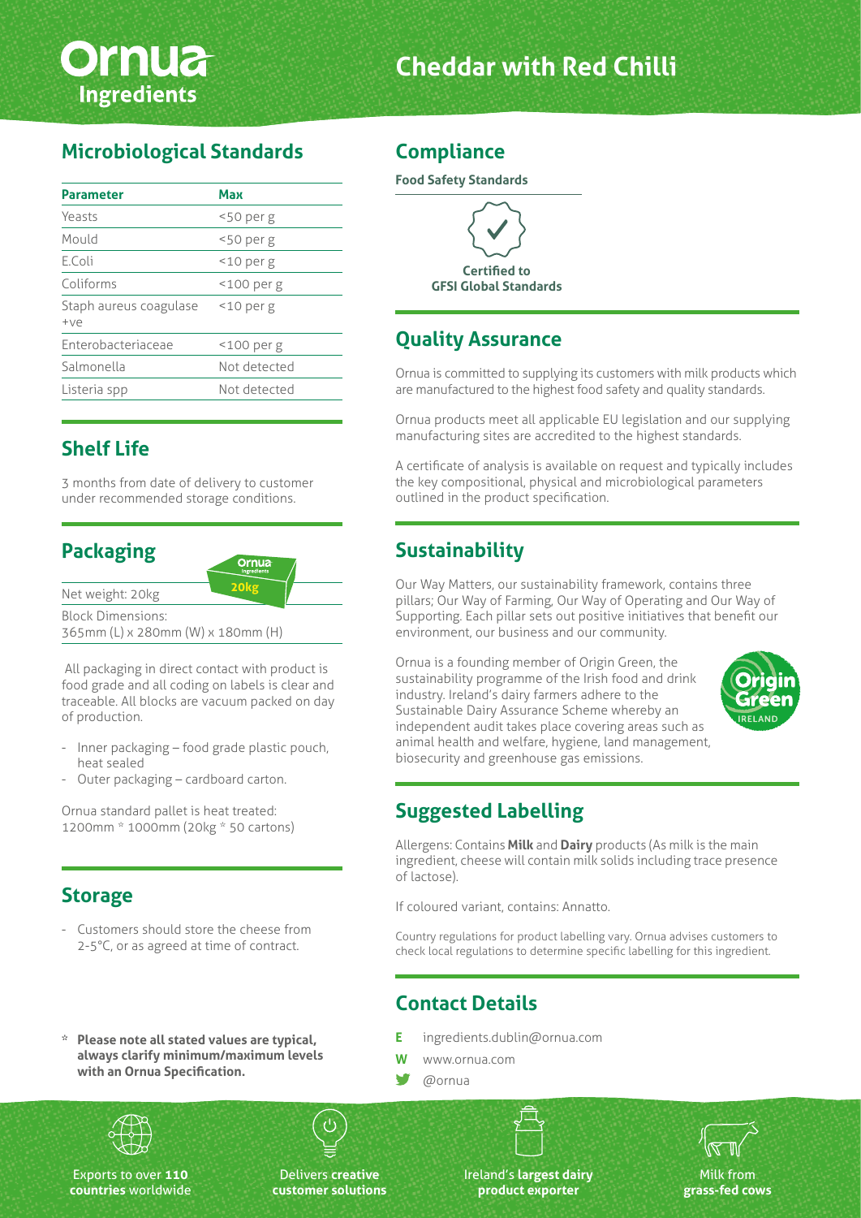# Ornua Ingredients

# Cheddar with Red Chilli

## Microbiological Standards

| Parameter | Max |
|---|---|
| Yeasts | <50 per g |
| Mould | <50 per g |
| E.Coli | <10 per g |
| Coliforms | <100 per g |
| Staph aureus coagulase +ve | <10 per g |
| Enterobacteriaceae | <100 per g |
| Salmonella | Not detected |
| Listeria spp | Not detected |

## Shelf Life

3 months from date of delivery to customer under recommended storage conditions.

## Packaging

Net weight: 20kg

Block Dimensions:
365mm (L) x 280mm (W) x 180mm (H)

All packaging in direct contact with product is food grade and all coding on labels is clear and traceable. All blocks are vacuum packed on day of production.

- Inner packaging – food grade plastic pouch, heat sealed
- Outer packaging – cardboard carton.

Ornua standard pallet is heat treated: 1200mm * 1000mm (20kg * 50 cartons)

## Storage

- Customers should store the cheese from 2-5°C, or as agreed at time of contract.

**\* Please note all stated values are typical, always clarify minimum/maximum levels with an Ornua Specification.**

## Compliance

**Food Safety Standards**

**Certified to GFSI Global Standards**

## Quality Assurance

Ornua is committed to supplying its customers with milk products which are manufactured to the highest food safety and quality standards.

Ornua products meet all applicable EU legislation and our supplying manufacturing sites are accredited to the highest standards.

A certificate of analysis is available on request and typically includes the key compositional, physical and microbiological parameters outlined in the product specification.

## Sustainability

Our Way Matters, our sustainability framework, contains three pillars; Our Way of Farming, Our Way of Operating and Our Way of Supporting. Each pillar sets out positive initiatives that benefit our environment, our business and our community.

Ornua is a founding member of Origin Green, the sustainability programme of the Irish food and drink industry. Ireland's dairy farmers adhere to the Sustainable Dairy Assurance Scheme whereby an independent audit takes place covering areas such as animal health and welfare, hygiene, land management, biosecurity and greenhouse gas emissions.

## Suggested Labelling

Allergens: Contains **Milk** and **Dairy** products (As milk is the main ingredient, cheese will contain milk solids including trace presence of lactose).

If coloured variant, contains: Annatto.

Country regulations for product labelling vary. Ornua advises customers to check local regulations to determine specific labelling for this ingredient.

## Contact Details

**E** ingredients.dublin@ornua.com

**W** www.ornua.com

@ornua

Exports to over **110 countries** worldwide

Delivers **creative customer solutions**

Ireland's **largest dairy product exporter**

Milk from **grass-fed cows**